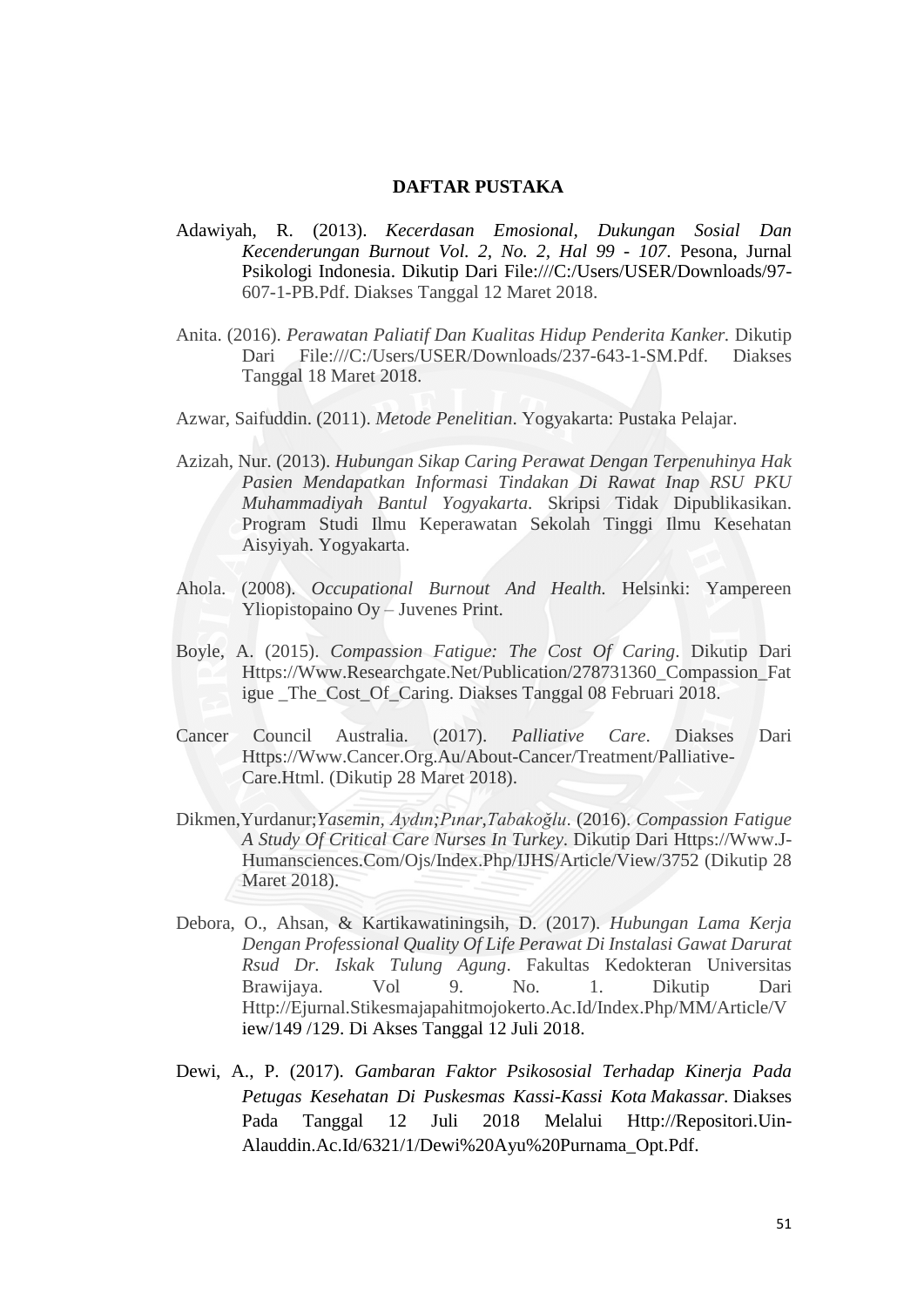## DAFTAR PUSTAKA

Adawiyah, R. (2013). *Kecerdasan Emosional, Dukungan Sosial Dan Kecenderungan Burnout Vol. 2, No. 2, Hal 99 - 107*. Pesona, Jurnal Psikologi Indonesia. Dikutip Dari File:///C:/Users/USER/Downloads/97-607-1-PB.Pdf. Diakses Tanggal 12 Maret 2018.

Anita. (2016). *Perawatan Paliatif Dan Kualitas Hidup Penderita Kanker.* Dikutip Dari File:///C:/Users/USER/Downloads/237-643-1-SM.Pdf. Diakses Tanggal 18 Maret 2018.

Azwar, Saifuddin. (2011). *Metode Penelitian*. Yogyakarta: Pustaka Pelajar.

Azizah, Nur. (2013). *Hubungan Sikap Caring Perawat Dengan Terpenuhinya Hak Pasien Mendapatkan Informasi Tindakan Di Rawat Inap RSU PKU Muhammadiyah Bantul Yogyakarta*. Skripsi Tidak Dipublikasikan. Program Studi Ilmu Keperawatan Sekolah Tinggi Ilmu Kesehatan Aisyiyah. Yogyakarta.

Ahola. (2008). *Occupational Burnout And Health.* Helsinki: Yampereen Yliopistopaino Oy – Juvenes Print.

Boyle, A. (2015). *Compassion Fatigue: The Cost Of Caring*. Dikutip Dari Https://Www.Researchgate.Net/Publication/278731360_Compassion_Fatigue _The_Cost_Of_Caring. Diakses Tanggal 08 Februari 2018.

Cancer Council Australia. (2017). *Palliative Care*. Diakses Dari Https://Www.Cancer.Org.Au/About-Cancer/Treatment/Palliative-Care.Html. (Dikutip 28 Maret 2018).

Dikmen,Yurdanur;*Yasemin, Aydın;Pınar,Tabakoğlu*. (2016). *Compassion Fatigue A Study Of Critical Care Nurses In Turkey*. Dikutip Dari Https://Www.J-Humansciences.Com/Ojs/Index.Php/IJHS/Article/View/3752 (Dikutip 28 Maret 2018).

Debora, O., Ahsan, & Kartikawatiningsih, D. (2017). *Hubungan Lama Kerja Dengan Professional Quality Of Life Perawat Di Instalasi Gawat Darurat Rsud Dr. Iskak Tulung Agung*. Fakultas Kedokteran Universitas Brawijaya. Vol 9. No. 1. Dikutip Dari Http://Ejurnal.Stikesmajapahitmojokerto.Ac.Id/Index.Php/MM/Article/View/149 /129. Di Akses Tanggal 12 Juli 2018.

Dewi, A., P. (2017). *Gambaran Faktor Psikososial Terhadap Kinerja Pada Petugas Kesehatan Di Puskesmas Kassi-Kassi Kota Makassar.* Diakses Pada Tanggal 12 Juli 2018 Melalui Http://Repositori.Uin-Alauddin.Ac.Id/6321/1/Dewi%20Ayu%20Purnama_Opt.Pdf.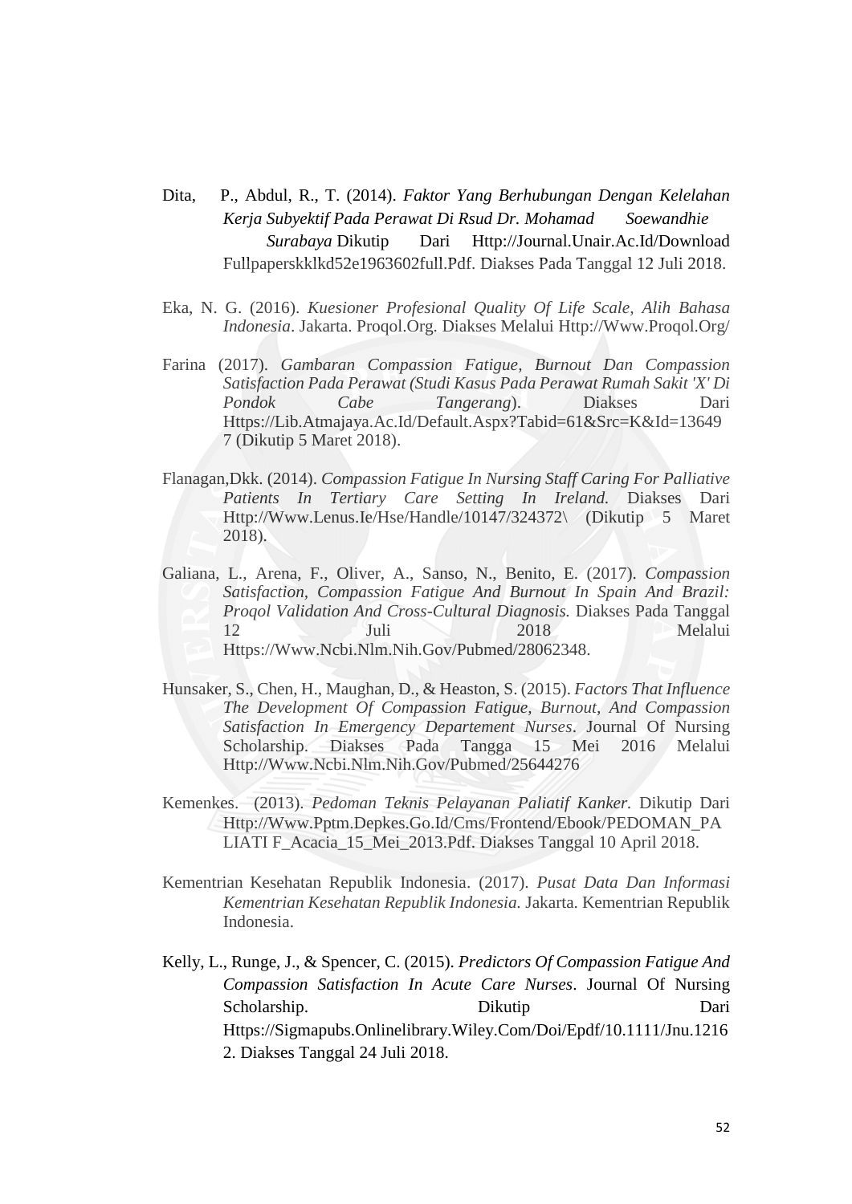Dita, P., Abdul, R., T. (2014). *Faktor Yang Berhubungan Dengan Kelelahan Kerja Subyektif Pada Perawat Di Rsud Dr. Mohamad Soewandhie Surabaya* Dikutip Dari Http://Journal.Unair.Ac.Id/Download Fullpaperskklkd52e1963602full.Pdf. Diakses Pada Tanggal 12 Juli 2018.

Eka, N. G. (2016). *Kuesioner Profesional Quality Of Life Scale, Alih Bahasa Indonesia*. Jakarta. Proqol.Org. Diakses Melalui Http://Www.Proqol.Org/

Farina (2017). *Gambaran Compassion Fatigue, Burnout Dan Compassion Satisfaction Pada Perawat (Studi Kasus Pada Perawat Rumah Sakit 'X' Di Pondok Cabe Tangerang*). Diakses Dari Https://Lib.Atmajaya.Ac.Id/Default.Aspx?Tabid=61&Src=K&Id=136497 (Dikutip 5 Maret 2018).

Flanagan,Dkk. (2014). *Compassion Fatigue In Nursing Staff Caring For Palliative Patients In Tertiary Care Setting In Ireland.* Diakses Dari Http://Www.Lenus.Ie/Hse/Handle/10147/324372\ (Dikutip 5 Maret 2018).

Galiana, L., Arena, F., Oliver, A., Sanso, N., Benito, E. (2017). *Compassion Satisfaction, Compassion Fatigue And Burnout In Spain And Brazil: Proqol Validation And Cross-Cultural Diagnosis.* Diakses Pada Tanggal 12 Juli 2018 Melalui Https://Www.Ncbi.Nlm.Nih.Gov/Pubmed/28062348.

Hunsaker, S., Chen, H., Maughan, D., & Heaston, S. (2015). *Factors That Influence The Development Of Compassion Fatigue, Burnout, And Compassion Satisfaction In Emergency Departement Nurses*. Journal Of Nursing Scholarship. Diakses Pada Tangga 15 Mei 2016 Melalui Http://Www.Ncbi.Nlm.Nih.Gov/Pubmed/25644276

Kemenkes. (2013). *Pedoman Teknis Pelayanan Paliatif Kanker*. Dikutip Dari Http://Www.Pptm.Depkes.Go.Id/Cms/Frontend/Ebook/PEDOMAN_PALIATI F_Acacia_15_Mei_2013.Pdf. Diakses Tanggal 10 April 2018.

Kementrian Kesehatan Republik Indonesia. (2017). *Pusat Data Dan Informasi Kementrian Kesehatan Republik Indonesia.* Jakarta. Kementrian Republik Indonesia.

Kelly, L., Runge, J., & Spencer, C. (2015). *Predictors Of Compassion Fatigue And Compassion Satisfaction In Acute Care Nurses*. Journal Of Nursing Scholarship. Dikutip Dari Https://Sigmapubs.Onlinelibrary.Wiley.Com/Doi/Epdf/10.1111/Jnu.12162. Diakses Tanggal 24 Juli 2018.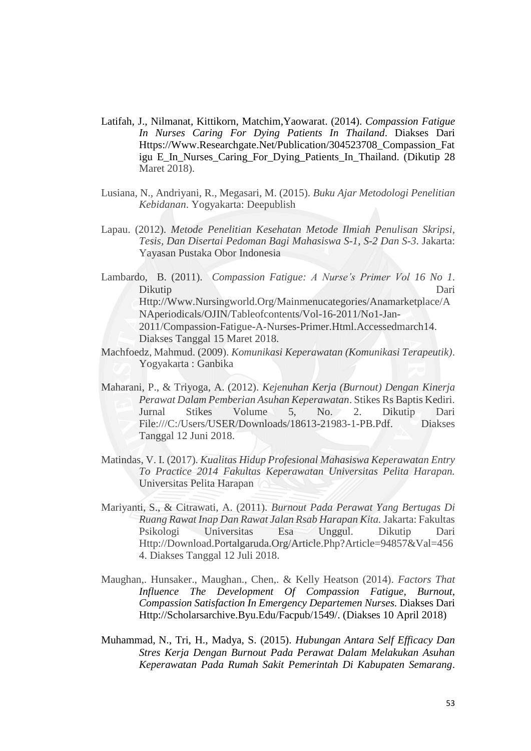Latifah, J., Nilmanat, Kittikorn, Matchim,Yaowarat. (2014). *Compassion Fatigue In Nurses Caring For Dying Patients In Thailand*. Diakses Dari Https://Www.Researchgate.Net/Publication/304523708_Compassion_Fat igu E_In_Nurses_Caring_For_Dying_Patients_In_Thailand. (Dikutip 28 Maret 2018).

Lusiana, N., Andriyani, R., Megasari, M. (2015). *Buku Ajar Metodologi Penelitian Kebidanan*. Yogyakarta: Deepublish

Lapau. (2012). *Metode Penelitian Kesehatan Metode Ilmiah Penulisan Skripsi, Tesis, Dan Disertai Pedoman Bagi Mahasiswa S-1, S-2 Dan S-3*. Jakarta: Yayasan Pustaka Obor Indonesia

Lambardo, B. (2011). *Compassion Fatigue: A Nurse's Primer Vol 16 No 1*. Dikutip Dari Http://Www.Nursingworld.Org/Mainmenucategories/Anamarketplace/ANAperiodicals/OJIN/Tableofcontents/Vol-16-2011/No1-Jan-2011/Compassion-Fatigue-A-Nurses-Primer.Html.Accessedmarch14. Diakses Tanggal 15 Maret 2018.

Machfoedz, Mahmud. (2009). *Komunikasi Keperawatan (Komunikasi Terapeutik)*. Yogyakarta : Ganbika

Maharani, P., & Triyoga, A. (2012). *Kejenuhan Kerja (Burnout) Dengan Kinerja Perawat Dalam Pemberian Asuhan Keperawatan*. Stikes Rs Baptis Kediri. Jurnal Stikes Volume 5, No. 2. Dikutip Dari File:///C:/Users/USER/Downloads/18613-21983-1-PB.Pdf. Diakses Tanggal 12 Juni 2018.

Matindas, V. I. (2017). *Kualitas Hidup Profesional Mahasiswa Keperawatan Entry To Practice 2014 Fakultas Keperawatan Universitas Pelita Harapan.* Universitas Pelita Harapan

Mariyanti, S., & Citrawati, A. (2011). *Burnout Pada Perawat Yang Bertugas Di Ruang Rawat Inap Dan Rawat Jalan Rsab Harapan Kita*. Jakarta: Fakultas Psikologi Universitas Esa Unggul. Dikutip Dari Http://Download.Portalgaruda.Org/Article.Php?Article=94857&Val=4564. Diakses Tanggal 12 Juli 2018.

Maughan,. Hunsaker., Maughan., Chen,. & Kelly Heatson (2014). *Factors That Influence The Development Of Compassion Fatigue, Burnout, Compassion Satisfaction In Emergency Departemen Nurses.* Diakses Dari Http://Scholarsarchive.Byu.Edu/Facpub/1549/. (Diakses 10 April 2018)

Muhammad, N., Tri, H., Madya, S. (2015). *Hubungan Antara Self Efficacy Dan Stres Kerja Dengan Burnout Pada Perawat Dalam Melakukan Asuhan Keperawatan Pada Rumah Sakit Pemerintah Di Kabupaten Semarang*.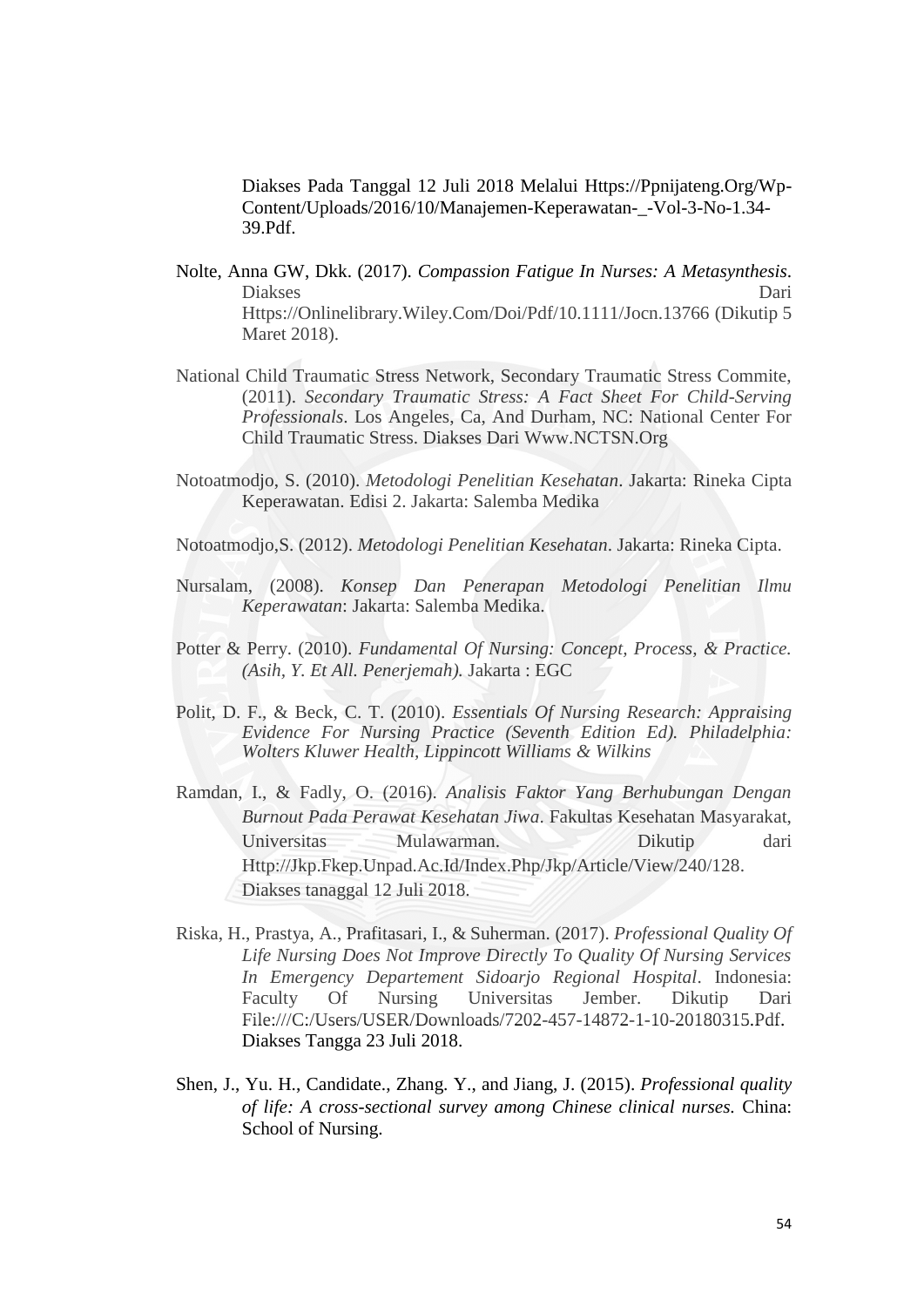Diakses Pada Tanggal 12 Juli 2018 Melalui Https://Ppnijateng.Org/Wp-Content/Uploads/2016/10/Manajemen-Keperawatan-_-Vol-3-No-1.34-39.Pdf.

Nolte, Anna GW, Dkk. (2017). *Compassion Fatigue In Nurses: A Metasynthesis*. Diakses Dari Https://Onlinelibrary.Wiley.Com/Doi/Pdf/10.1111/Jocn.13766 (Dikutip 5 Maret 2018).

National Child Traumatic Stress Network, Secondary Traumatic Stress Commite, (2011). *Secondary Traumatic Stress: A Fact Sheet For Child-Serving Professionals*. Los Angeles, Ca, And Durham, NC: National Center For Child Traumatic Stress. Diakses Dari Www.NCTSN.Org

Notoatmodjo, S. (2010). *Metodologi Penelitian Kesehatan*. Jakarta: Rineka Cipta Keperawatan. Edisi 2. Jakarta: Salemba Medika

Notoatmodjo,S. (2012). *Metodologi Penelitian Kesehatan*. Jakarta: Rineka Cipta.

Nursalam, (2008). *Konsep Dan Penerapan Metodologi Penelitian Ilmu Keperawatan*: Jakarta: Salemba Medika.

Potter & Perry. (2010). *Fundamental Of Nursing: Concept, Process, & Practice. (Asih, Y. Et All. Penerjemah).* Jakarta : EGC

Polit, D. F., & Beck, C. T. (2010). *Essentials Of Nursing Research: Appraising Evidence For Nursing Practice (Seventh Edition Ed). Philadelphia: Wolters Kluwer Health, Lippincott Williams & Wilkins*

Ramdan, I., & Fadly, O. (2016). *Analisis Faktor Yang Berhubungan Dengan Burnout Pada Perawat Kesehatan Jiwa*. Fakultas Kesehatan Masyarakat, Universitas Mulawarman. Dikutip dari Http://Jkp.Fkep.Unpad.Ac.Id/Index.Php/Jkp/Article/View/240/128. Diakses tanaggal 12 Juli 2018.

Riska, H., Prastya, A., Prafitasari, I., & Suherman. (2017). *Professional Quality Of Life Nursing Does Not Improve Directly To Quality Of Nursing Services In Emergency Departement Sidoarjo Regional Hospital*. Indonesia: Faculty Of Nursing Universitas Jember. Dikutip Dari File:///C:/Users/USER/Downloads/7202-457-14872-1-10-20180315.Pdf. Diakses Tangga 23 Juli 2018.

Shen, J., Yu. H., Candidate., Zhang. Y., and Jiang, J. (2015). *Professional quality of life: A cross-sectional survey among Chinese clinical nurses.* China: School of Nursing.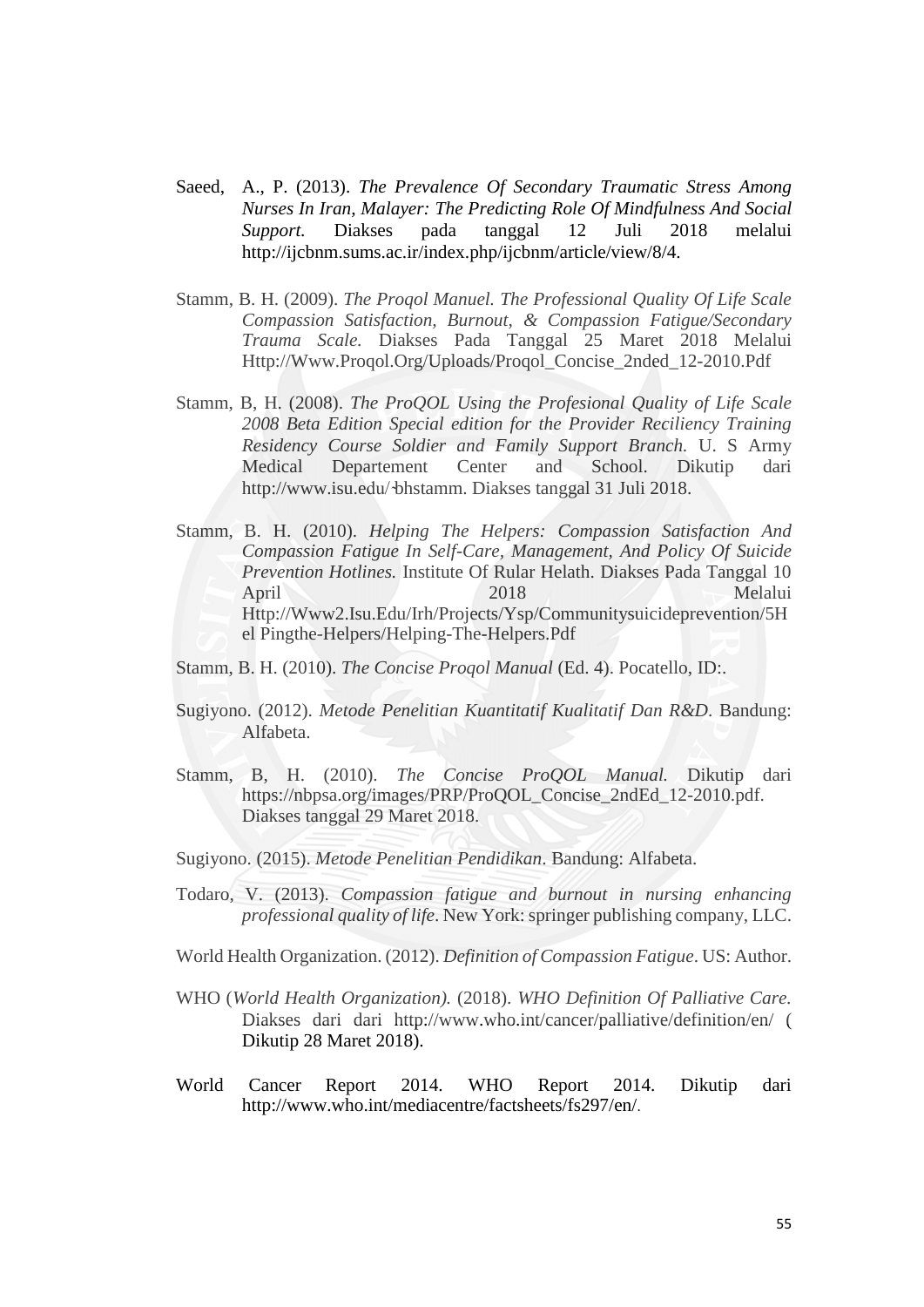Saeed, A., P. (2013). *The Prevalence Of Secondary Traumatic Stress Among Nurses In Iran, Malayer: The Predicting Role Of Mindfulness And Social Support.* Diakses pada tanggal 12 Juli 2018 melalui http://ijcbnm.sums.ac.ir/index.php/ijcbnm/article/view/8/4.

Stamm, B. H. (2009). *The Proqol Manuel. The Professional Quality Of Life Scale Compassion Satisfaction, Burnout, & Compassion Fatigue/Secondary Trauma Scale.* Diakses Pada Tanggal 25 Maret 2018 Melalui Http://Www.Proqol.Org/Uploads/Proqol_Concise_2nded_12-2010.Pdf

Stamm, B, H. (2008). *The ProQOL Using the Profesional Quality of Life Scale 2008 Beta Edition Special edition for the Provider Reciliency Training Residency Course Soldier and Family Support Branch.* U. S Army Medical Departement Center and School. Dikutip dari http://www.isu.edu/~bhstamm. Diakses tanggal 31 Juli 2018.

Stamm, B. H. (2010). *Helping The Helpers: Compassion Satisfaction And Compassion Fatigue In Self-Care, Management, And Policy Of Suicide Prevention Hotlines.* Institute Of Rular Helath. Diakses Pada Tanggal 10 April 2018 Melalui Http://Www2.Isu.Edu/Irh/Projects/Ysp/Communitysuicideprevention/5Hel Pingthe-Helpers/Helping-The-Helpers.Pdf

Stamm, B. H. (2010). *The Concise Proqol Manual* (Ed. 4). Pocatello, ID:.

Sugiyono. (2012). *Metode Penelitian Kuantitatif Kualitatif Dan R&D*. Bandung: Alfabeta.

Stamm, B, H. (2010). *The Concise ProQOL Manual.* Dikutip dari https://nbpsa.org/images/PRP/ProQOL_Concise_2ndEd_12-2010.pdf. Diakses tanggal 29 Maret 2018.

Sugiyono. (2015). *Metode Penelitian Pendidikan*. Bandung: Alfabeta.

Todaro, V. (2013). *Compassion fatigue and burnout in nursing enhancing professional quality of life*. New York: springer publishing company, LLC.

World Health Organization. (2012). *Definition of Compassion Fatigue*. US: Author.

WHO (*World Health Organization).* (2018). *WHO Definition Of Palliative Care.* Diakses dari dari http://www.who.int/cancer/palliative/definition/en/ ( Dikutip 28 Maret 2018).

World Cancer Report 2014. WHO Report 2014. Dikutip dari http://www.who.int/mediacentre/factsheets/fs297/en/.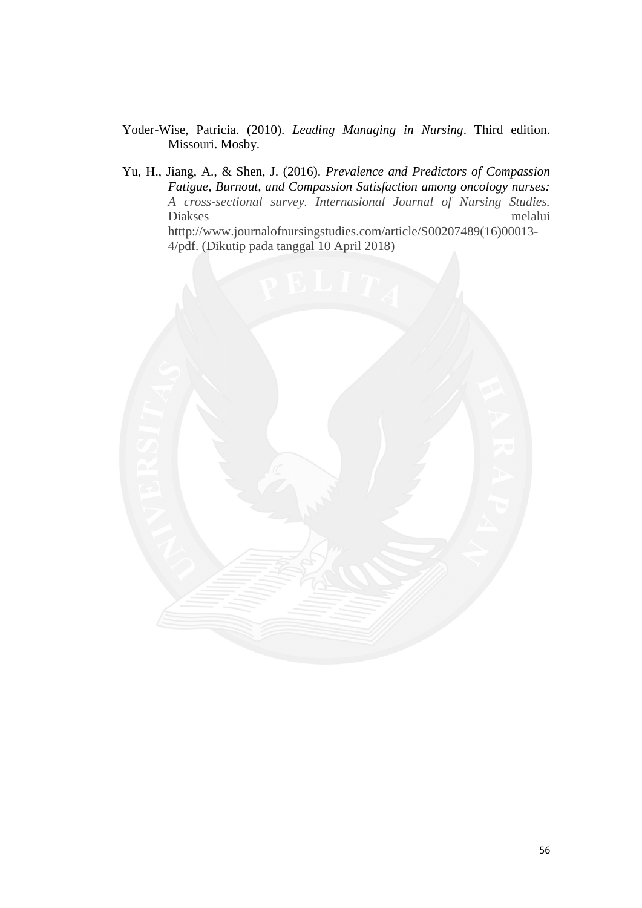Yoder-Wise, Patricia. (2010). *Leading Managing in Nursing*. Third edition. Missouri. Mosby.

Yu, H., Jiang, A., & Shen, J. (2016). *Prevalence and Predictors of Compassion Fatigue, Burnout, and Compassion Satisfaction among oncology nurses: A cross-sectional survey. Internasional Journal of Nursing Studies.* Diakses melalui htttp://www.journalofnursingstudies.com/article/S00207489(16)00013-4/pdf. (Dikutip pada tanggal 10 April 2018)